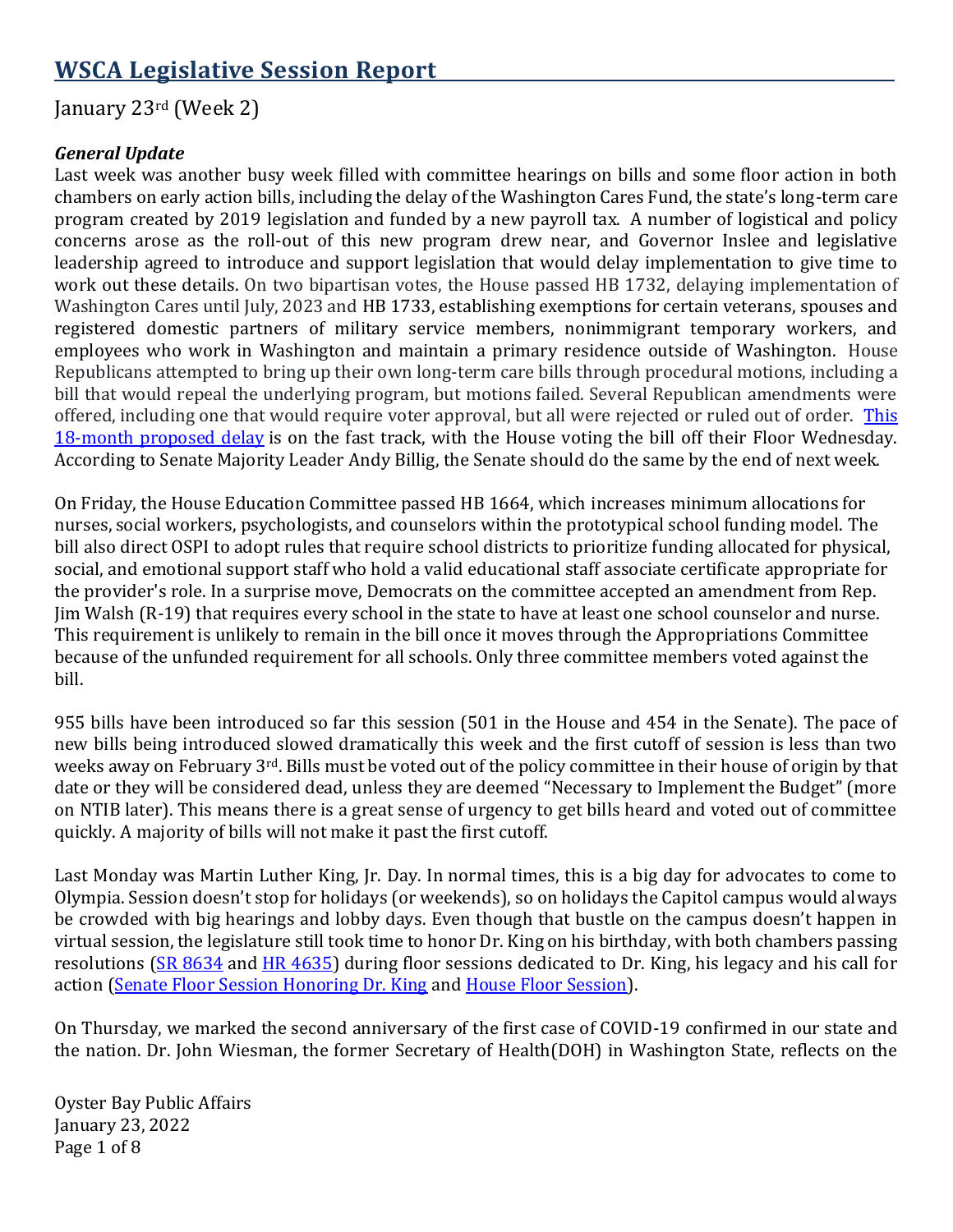# WSCA Legislative Session Report

January 23rd (Week 2)

***General Update***

Last week was another busy week filled with committee hearings on bills and some floor action in both chambers on early action bills, including the delay of the Washington Cares Fund, the state's long-term care program created by 2019 legislation and funded by a new payroll tax. A number of logistical and policy concerns arose as the roll-out of this new program drew near, and Governor Inslee and legislative leadership agreed to introduce and support legislation that would delay implementation to give time to work out these details. On two bipartisan votes, the House passed HB 1732, delaying implementation of Washington Cares until July, 2023 and HB 1733, establishing exemptions for certain veterans, spouses and registered domestic partners of military service members, nonimmigrant temporary workers, and employees who work in Washington and maintain a primary residence outside of Washington. House Republicans attempted to bring up their own long-term care bills through procedural motions, including a bill that would repeal the underlying program, but motions failed. Several Republican amendments were offered, including one that would require voter approval, but all were rejected or ruled out of order. This 18-month proposed delay is on the fast track, with the House voting the bill off their Floor Wednesday. According to Senate Majority Leader Andy Billig, the Senate should do the same by the end of next week.

On Friday, the House Education Committee passed HB 1664, which increases minimum allocations for nurses, social workers, psychologists, and counselors within the prototypical school funding model. The bill also direct OSPI to adopt rules that require school districts to prioritize funding allocated for physical, social, and emotional support staff who hold a valid educational staff associate certificate appropriate for the provider's role. In a surprise move, Democrats on the committee accepted an amendment from Rep. Jim Walsh (R-19) that requires every school in the state to have at least one school counselor and nurse. This requirement is unlikely to remain in the bill once it moves through the Appropriations Committee because of the unfunded requirement for all schools. Only three committee members voted against the bill.

955 bills have been introduced so far this session (501 in the House and 454 in the Senate). The pace of new bills being introduced slowed dramatically this week and the first cutoff of session is less than two weeks away on February 3rd. Bills must be voted out of the policy committee in their house of origin by that date or they will be considered dead, unless they are deemed "Necessary to Implement the Budget" (more on NTIB later). This means there is a great sense of urgency to get bills heard and voted out of committee quickly. A majority of bills will not make it past the first cutoff.

Last Monday was Martin Luther King, Jr. Day. In normal times, this is a big day for advocates to come to Olympia. Session doesn't stop for holidays (or weekends), so on holidays the Capitol campus would always be crowded with big hearings and lobby days. Even though that bustle on the campus doesn't happen in virtual session, the legislature still took time to honor Dr. King on his birthday, with both chambers passing resolutions (SR 8634 and HR 4635) during floor sessions dedicated to Dr. King, his legacy and his call for action (Senate Floor Session Honoring Dr. King and House Floor Session).

On Thursday, we marked the second anniversary of the first case of COVID-19 confirmed in our state and the nation. Dr. John Wiesman, the former Secretary of Health(DOH) in Washington State, reflects on the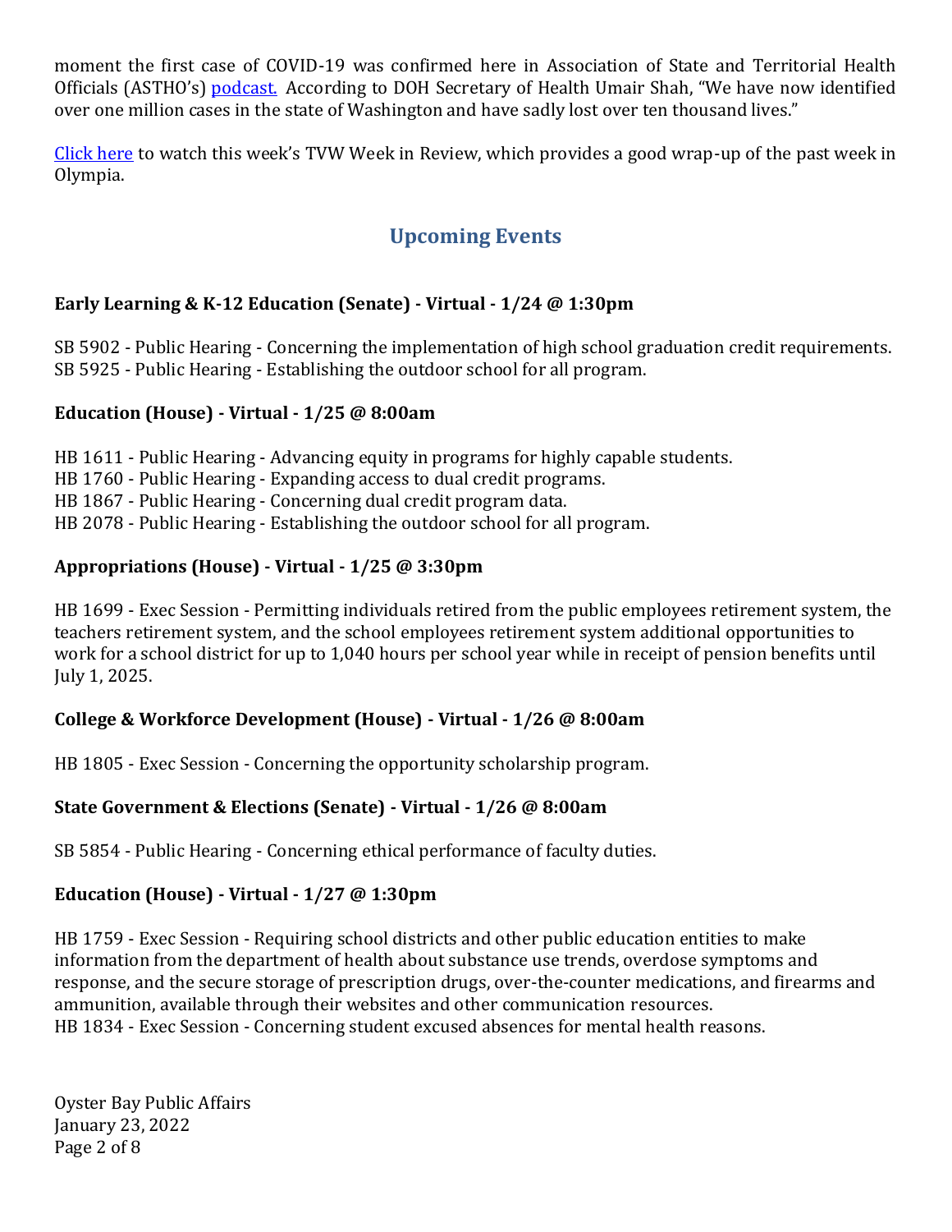moment the first case of COVID-19 was confirmed here in Association of State and Territorial Health Officials (ASTHO's) podcast. According to DOH Secretary of Health Umair Shah, "We have now identified over one million cases in the state of Washington and have sadly lost over ten thousand lives."

Click here to watch this week's TVW Week in Review, which provides a good wrap-up of the past week in Olympia.

## Upcoming Events

**Early Learning & K-12 Education (Senate) - Virtual - 1/24 @ 1:30pm**

SB 5902 - Public Hearing - Concerning the implementation of high school graduation credit requirements.
SB 5925 - Public Hearing - Establishing the outdoor school for all program.

**Education (House) - Virtual - 1/25 @ 8:00am**

HB 1611 - Public Hearing - Advancing equity in programs for highly capable students.
HB 1760 - Public Hearing - Expanding access to dual credit programs.
HB 1867 - Public Hearing - Concerning dual credit program data.
HB 2078 - Public Hearing - Establishing the outdoor school for all program.

**Appropriations (House) - Virtual - 1/25 @ 3:30pm**

HB 1699 - Exec Session - Permitting individuals retired from the public employees retirement system, the teachers retirement system, and the school employees retirement system additional opportunities to work for a school district for up to 1,040 hours per school year while in receipt of pension benefits until July 1, 2025.

**College & Workforce Development (House) - Virtual - 1/26 @ 8:00am**

HB 1805 - Exec Session - Concerning the opportunity scholarship program.

**State Government & Elections (Senate) - Virtual - 1/26 @ 8:00am**

SB 5854 - Public Hearing - Concerning ethical performance of faculty duties.

**Education (House) - Virtual - 1/27 @ 1:30pm**

HB 1759 - Exec Session - Requiring school districts and other public education entities to make information from the department of health about substance use trends, overdose symptoms and response, and the secure storage of prescription drugs, over-the-counter medications, and firearms and ammunition, available through their websites and other communication resources.
HB 1834 - Exec Session - Concerning student excused absences for mental health reasons.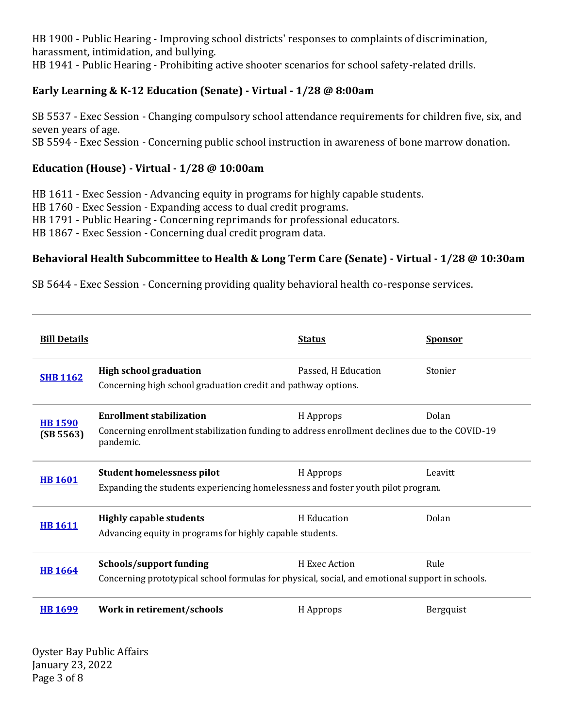HB 1900 - Public Hearing - Improving school districts' responses to complaints of discrimination, harassment, intimidation, and bullying.
HB 1941 - Public Hearing - Prohibiting active shooter scenarios for school safety-related drills.

**Early Learning & K-12 Education (Senate) - Virtual - 1/28 @ 8:00am**

SB 5537 - Exec Session - Changing compulsory school attendance requirements for children five, six, and seven years of age.
SB 5594 - Exec Session - Concerning public school instruction in awareness of bone marrow donation.

**Education (House) - Virtual - 1/28 @ 10:00am**

HB 1611 - Exec Session - Advancing equity in programs for highly capable students.
HB 1760 - Exec Session - Expanding access to dual credit programs.
HB 1791 - Public Hearing - Concerning reprimands for professional educators.
HB 1867 - Exec Session - Concerning dual credit program data.

**Behavioral Health Subcommittee to Health & Long Term Care (Senate) - Virtual - 1/28 @ 10:30am**

SB 5644 - Exec Session - Concerning providing quality behavioral health co-response services.

---

| Bill Details | | Status | Sponsor |
|---|---|---|---|
| **SHB 1162** | **High school graduation**<br>Concerning high school graduation credit and pathway options. | Passed, H Education | Stonier |
| **HB 1590** **(SB 5563)** | **Enrollment stabilization**<br>Concerning enrollment stabilization funding to address enrollment declines due to the COVID-19 pandemic. | H Approps | Dolan |
| **HB 1601** | **Student homelessness pilot**<br>Expanding the students experiencing homelessness and foster youth pilot program. | H Approps | Leavitt |
| **HB 1611** | **Highly capable students**<br>Advancing equity in programs for highly capable students. | H Education | Dolan |
| **HB 1664** | **Schools/support funding**<br>Concerning prototypical school formulas for physical, social, and emotional support in schools. | H Exec Action | Rule |
| **HB 1699** | **Work in retirement/schools** | H Approps | Bergquist |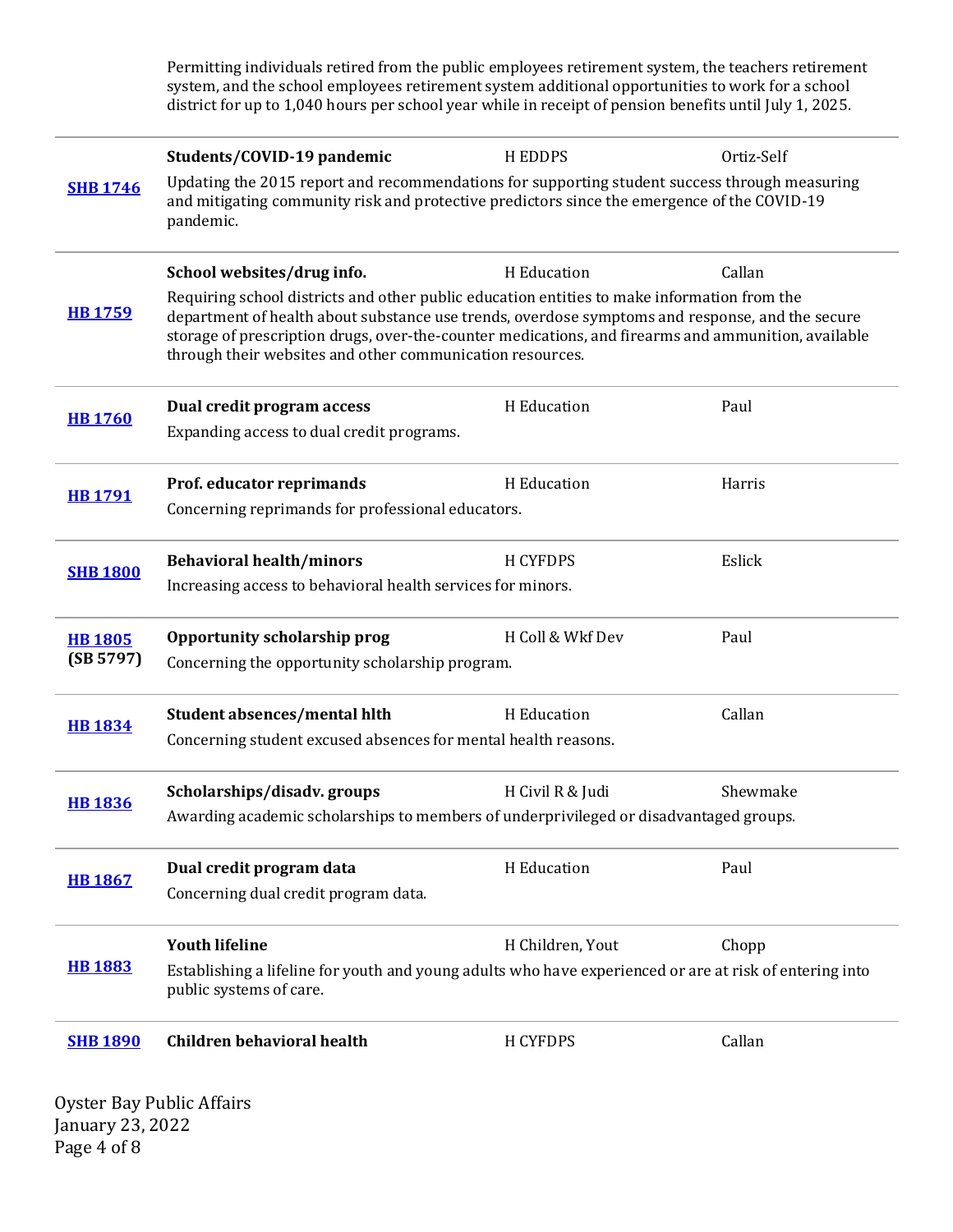Permitting individuals retired from the public employees retirement system, the teachers retirement system, and the school employees retirement system additional opportunities to work for a school district for up to 1,040 hours per school year while in receipt of pension benefits until July 1, 2025.

| Bill | Title / Description | Committee | Sponsor |
|---|---|---|---|
| **SHB 1746** | **Students/COVID-19 pandemic**<br>Updating the 2015 report and recommendations for supporting student success through measuring and mitigating community risk and protective predictors since the emergence of the COVID-19 pandemic. | H EDDPS | Ortiz-Self |
| **HB 1759** | **School websites/drug info.**<br>Requiring school districts and other public education entities to make information from the department of health about substance use trends, overdose symptoms and response, and the secure storage of prescription drugs, over-the-counter medications, and firearms and ammunition, available through their websites and other communication resources. | H Education | Callan |
| **HB 1760** | **Dual credit program access**<br>Expanding access to dual credit programs. | H Education | Paul |
| **HB 1791** | **Prof. educator reprimands**<br>Concerning reprimands for professional educators. | H Education | Harris |
| **SHB 1800** | **Behavioral health/minors**<br>Increasing access to behavioral health services for minors. | H CYFDPS | Eslick |
| **HB 1805** **(SB 5797)** | **Opportunity scholarship prog**<br>Concerning the opportunity scholarship program. | H Coll & Wkf Dev | Paul |
| **HB 1834** | **Student absences/mental hlth**<br>Concerning student excused absences for mental health reasons. | H Education | Callan |
| **HB 1836** | **Scholarships/disadv. groups**<br>Awarding academic scholarships to members of underprivileged or disadvantaged groups. | H Civil R & Judi | Shewmake |
| **HB 1867** | **Dual credit program data**<br>Concerning dual credit program data. | H Education | Paul |
| **HB 1883** | **Youth lifeline**<br>Establishing a lifeline for youth and young adults who have experienced or are at risk of entering into public systems of care. | H Children, Yout | Chopp |
| **SHB 1890** | **Children behavioral health** | H CYFDPS | Callan |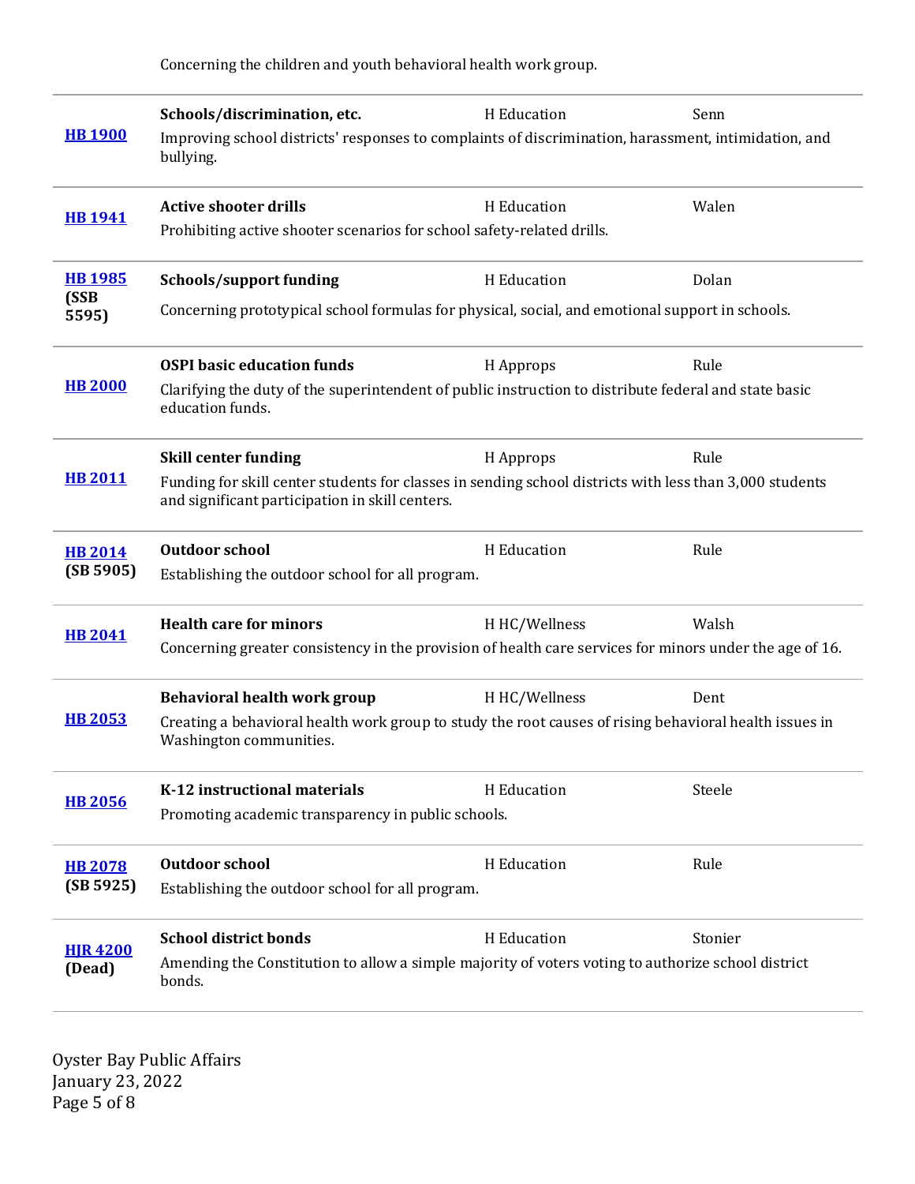Concerning the children and youth behavioral health work group.

| Bill | Title / Description | Committee | Sponsor |
|---|---|---|---|
| **HB 1900** | **Schools/discrimination, etc.** Improving school districts' responses to complaints of discrimination, harassment, intimidation, and bullying. | H Education | Senn |
| **HB 1941** | **Active shooter drills** Prohibiting active shooter scenarios for school safety-related drills. | H Education | Walen |
| **HB 1985 (SSB 5595)** | **Schools/support funding** Concerning prototypical school formulas for physical, social, and emotional support in schools. | H Education | Dolan |
| **HB 2000** | **OSPI basic education funds** Clarifying the duty of the superintendent of public instruction to distribute federal and state basic education funds. | H Approps | Rule |
| **HB 2011** | **Skill center funding** Funding for skill center students for classes in sending school districts with less than 3,000 students and significant participation in skill centers. | H Approps | Rule |
| **HB 2014 (SB 5905)** | **Outdoor school** Establishing the outdoor school for all program. | H Education | Rule |
| **HB 2041** | **Health care for minors** Concerning greater consistency in the provision of health care services for minors under the age of 16. | H HC/Wellness | Walsh |
| **HB 2053** | **Behavioral health work group** Creating a behavioral health work group to study the root causes of rising behavioral health issues in Washington communities. | H HC/Wellness | Dent |
| **HB 2056** | **K-12 instructional materials** Promoting academic transparency in public schools. | H Education | Steele |
| **HB 2078 (SB 5925)** | **Outdoor school** Establishing the outdoor school for all program. | H Education | Rule |
| **HJR 4200 (Dead)** | **School district bonds** Amending the Constitution to allow a simple majority of voters voting to authorize school district bonds. | H Education | Stonier |

Oyster Bay Public Affairs
January 23, 2022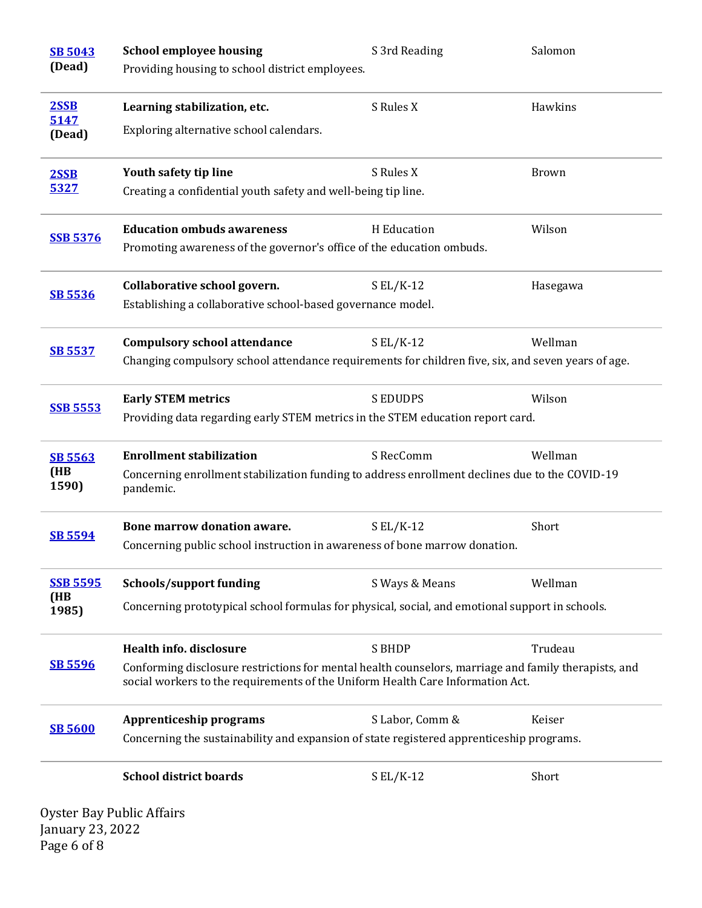| Bill | Title / Description | Status | Sponsor |
|---|---|---|---|
| **SB 5043** **(Dead)** | **School employee housing** Providing housing to school district employees. | S 3rd Reading | Salomon |
| **2SSB 5147** **(Dead)** | **Learning stabilization, etc.** Exploring alternative school calendars. | S Rules X | Hawkins |
| **2SSB 5327** | **Youth safety tip line** Creating a confidential youth safety and well-being tip line. | S Rules X | Brown |
| **SSB 5376** | **Education ombuds awareness** Promoting awareness of the governor's office of the education ombuds. | H Education | Wilson |
| **SB 5536** | **Collaborative school govern.** Establishing a collaborative school-based governance model. | S EL/K-12 | Hasegawa |
| **SB 5537** | **Compulsory school attendance** Changing compulsory school attendance requirements for children five, six, and seven years of age. | S EL/K-12 | Wellman |
| **SSB 5553** | **Early STEM metrics** Providing data regarding early STEM metrics in the STEM education report card. | S EDUDPS | Wilson |
| **SB 5563** **(HB 1590)** | **Enrollment stabilization** Concerning enrollment stabilization funding to address enrollment declines due to the COVID-19 pandemic. | S RecComm | Wellman |
| **SB 5594** | **Bone marrow donation aware.** Concerning public school instruction in awareness of bone marrow donation. | S EL/K-12 | Short |
| **SSB 5595** **(HB 1985)** | **Schools/support funding** Concerning prototypical school formulas for physical, social, and emotional support in schools. | S Ways & Means | Wellman |
| **SB 5596** | **Health info. disclosure** Conforming disclosure restrictions for mental health counselors, marriage and family therapists, and social workers to the requirements of the Uniform Health Care Information Act. | S BHDP | Trudeau |
| **SB 5600** | **Apprenticeship programs** Concerning the sustainability and expansion of state registered apprenticeship programs. | S Labor, Comm & | Keiser |
| | **School district boards** | S EL/K-12 | Short |

Oyster Bay Public Affairs
January 23, 2022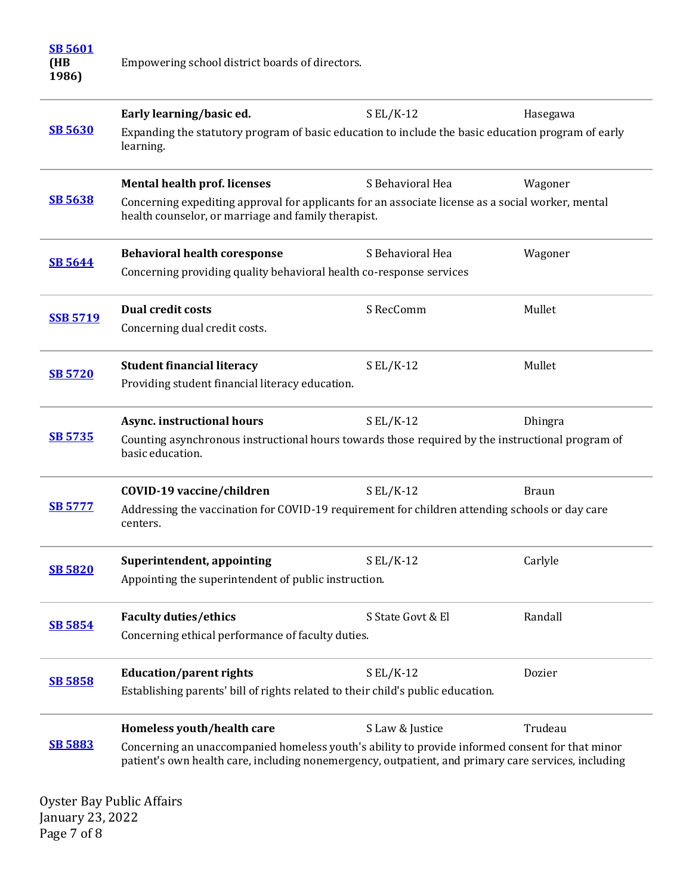| Bill | Title / Description | Committee | Sponsor |
|---|---|---|---|
| **SB 5601** **(HB 1986)** | Empowering school district boards of directors. | | |
| **SB 5630** | **Early learning/basic ed.** Expanding the statutory program of basic education to include the basic education program of early learning. | S EL/K-12 | Hasegawa |
| **SB 5638** | **Mental health prof. licenses** Concerning expediting approval for applicants for an associate license as a social worker, mental health counselor, or marriage and family therapist. | S Behavioral Hea | Wagoner |
| **SB 5644** | **Behavioral health coresponse** Concerning providing quality behavioral health co-response services | S Behavioral Hea | Wagoner |
| **SSB 5719** | **Dual credit costs** Concerning dual credit costs. | S RecComm | Mullet |
| **SB 5720** | **Student financial literacy** Providing student financial literacy education. | S EL/K-12 | Mullet |
| **SB 5735** | **Async. instructional hours** Counting asynchronous instructional hours towards those required by the instructional program of basic education. | S EL/K-12 | Dhingra |
| **SB 5777** | **COVID-19 vaccine/children** Addressing the vaccination for COVID-19 requirement for children attending schools or day care centers. | S EL/K-12 | Braun |
| **SB 5820** | **Superintendent, appointing** Appointing the superintendent of public instruction. | S EL/K-12 | Carlyle |
| **SB 5854** | **Faculty duties/ethics** Concerning ethical performance of faculty duties. | S State Govt & El | Randall |
| **SB 5858** | **Education/parent rights** Establishing parents' bill of rights related to their child's public education. | S EL/K-12 | Dozier |
| **SB 5883** | **Homeless youth/health care** Concerning an unaccompanied homeless youth's ability to provide informed consent for that minor patient's own health care, including nonemergency, outpatient, and primary care services, including | S Law & Justice | Trudeau |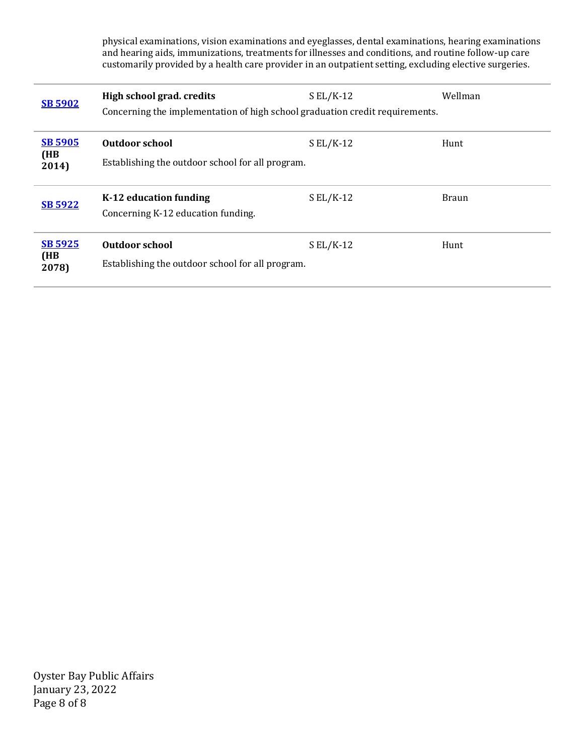physical examinations, vision examinations and eyeglasses, dental examinations, hearing examinations and hearing aids, immunizations, treatments for illnesses and conditions, and routine follow-up care customarily provided by a health care provider in an outpatient setting, excluding elective surgeries.

| | | | |
|---|---|---|---|
| **SB 5902** | **High school grad. credits**<br>Concerning the implementation of high school graduation credit requirements. | S EL/K-12 | Wellman |
| **SB 5905 (HB 2014)** | **Outdoor school**<br>Establishing the outdoor school for all program. | S EL/K-12 | Hunt |
| **SB 5922** | **K-12 education funding**<br>Concerning K-12 education funding. | S EL/K-12 | Braun |
| **SB 5925 (HB 2078)** | **Outdoor school**<br>Establishing the outdoor school for all program. | S EL/K-12 | Hunt |